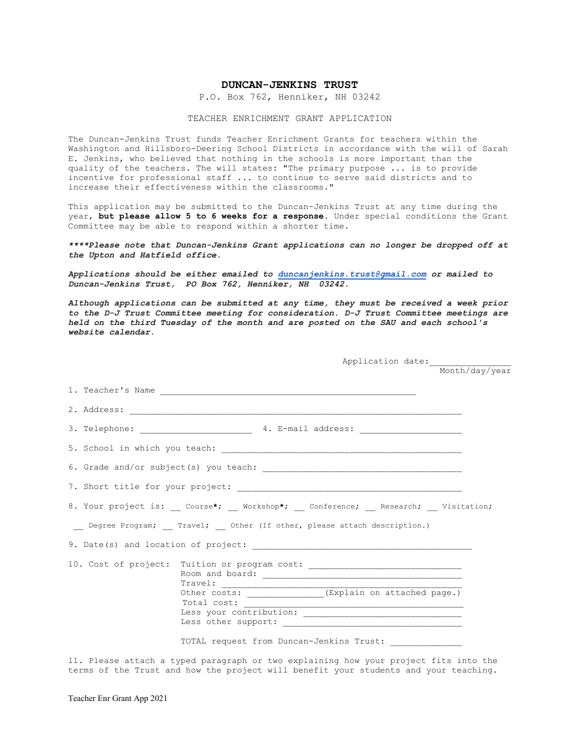# DUNCAN-JENKINS TRUST

P.O. Box 762, Henniker, NH 03242

TEACHER ENRICHMENT GRANT APPLICATION

The Duncan-Jenkins Trust funds Teacher Enrichment Grants for teachers within the Washington and Hillsboro-Deering School Districts in accordance with the will of Sarah E. Jenkins, who believed that nothing in the schools is more important than the quality of the teachers. The will states: "The primary purpose ... is to provide incentive for professional staff ... to continue to serve said districts and to increase their effectiveness within the classrooms."

This application may be submitted to the Duncan-Jenkins Trust at any time during the year, **but please allow 5 to 6 weeks for a response.** Under special conditions the Grant Committee may be able to respond within a shorter time.

***\*\*\*\*Please note that Duncan-Jenkins Grant applications can no longer be dropped off at the Upton and Hatfield office.***

***Applications should be either emailed to duncanjenkins.trust@gmail.com or mailed to Duncan-Jenkins Trust, PO Box 762, Henniker, NH 03242.***

***Although applications can be submitted at any time, they must be received a week prior to the D-J Trust Committee meeting for consideration. D-J Trust Committee meetings are held on the third Tuesday of the month and are posted on the SAU and each school's website calendar.***

Application date: ________________
Month/day/year

1. Teacher's Name ____________________________________________________

2. Address: __________________________________________________________________

3. Telephone: ______________________ 4. E-mail address: ____________________

5. School in which you teach: ________________________________________________

6. Grade and/or subject(s) you teach: ________________________________________

7. Short title for your project: ____________________________________________

8. Your project is: __ Course*; __ Workshop*; __ Conference; __ Research; __ Visitation;

__ Degree Program; __ Travel; __ Other (If other, please attach description.)

9. Date(s) and location of project: ____________________________________________

10. Cost of project:
- Tuition or program cost: _______________________________
- Room and board: _________________________________________
- Travel: _______________________________________________
- Other costs: _______________(Explain on attached page.)
- Total cost: __________________________________________
- Less your contribution: _________________________________
- Less other support: ____________________________________

TOTAL request from Duncan-Jenkins Trust: ______________

11. Please attach a typed paragraph or two explaining how your project fits into the terms of the Trust and how the project will benefit your students and your teaching.

Teacher Enr Grant App 2021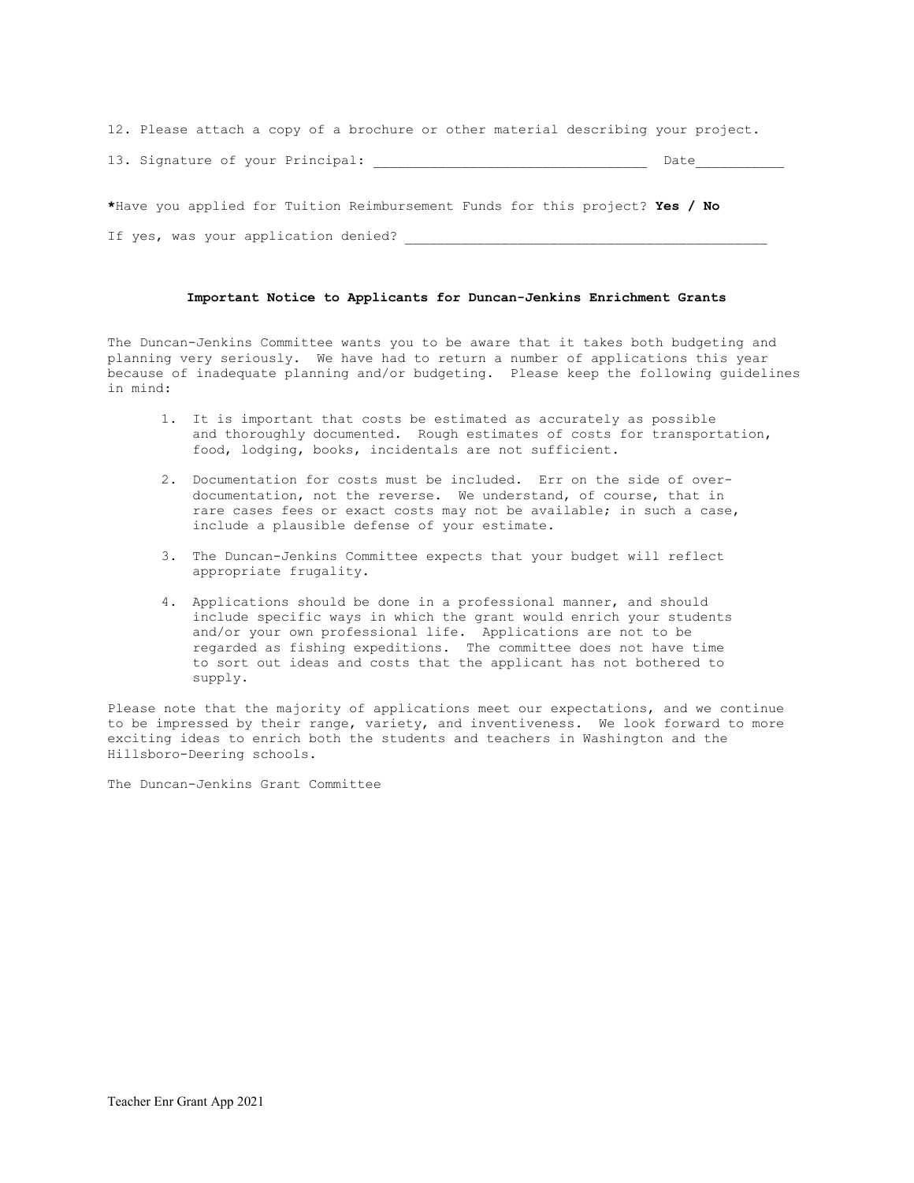12. Please attach a copy of a brochure or other material describing your project.

13. Signature of your Principal: _________________________________ Date__________

*Have you applied for Tuition Reimbursement Funds for this project? **Yes / No**

If yes, was your application denied? ____________________________________________

**Important Notice to Applicants for Duncan-Jenkins Enrichment Grants**

The Duncan-Jenkins Committee wants you to be aware that it takes both budgeting and planning very seriously. We have had to return a number of applications this year because of inadequate planning and/or budgeting. Please keep the following guidelines in mind:

1. It is important that costs be estimated as accurately as possible and thoroughly documented. Rough estimates of costs for transportation, food, lodging, books, incidentals are not sufficient.
2. Documentation for costs must be included. Err on the side of over-documentation, not the reverse. We understand, of course, that in rare cases fees or exact costs may not be available; in such a case, include a plausible defense of your estimate.
3. The Duncan-Jenkins Committee expects that your budget will reflect appropriate frugality.
4. Applications should be done in a professional manner, and should include specific ways in which the grant would enrich your students and/or your own professional life. Applications are not to be regarded as fishing expeditions. The committee does not have time to sort out ideas and costs that the applicant has not bothered to supply.

Please note that the majority of applications meet our expectations, and we continue to be impressed by their range, variety, and inventiveness. We look forward to more exciting ideas to enrich both the students and teachers in Washington and the Hillsboro-Deering schools.

The Duncan-Jenkins Grant Committee

Teacher Enr Grant App 2021